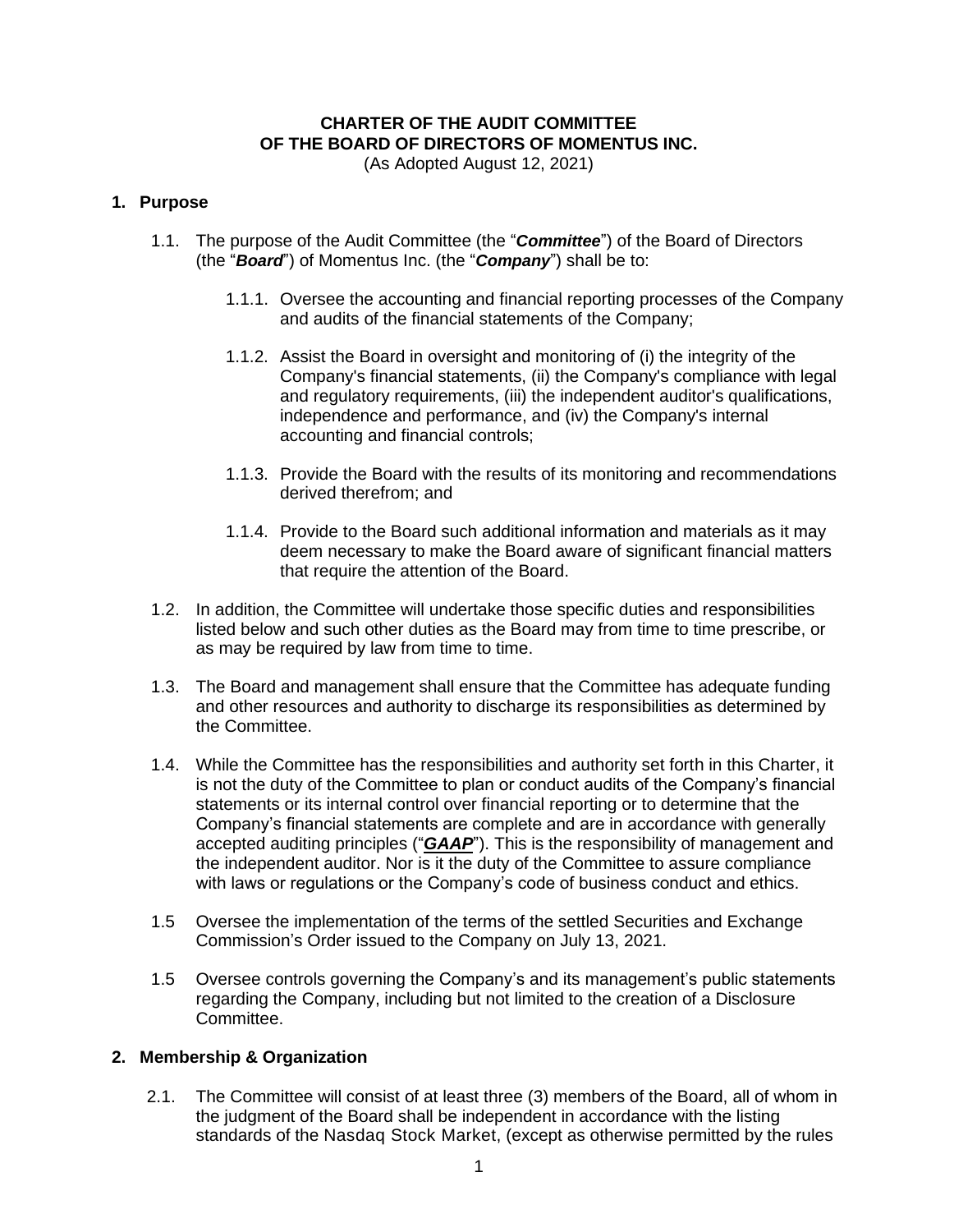# CHARTER OF THE AUDIT COMMITTEE OF THE BOARD OF DIRECTORS OF MOMENTUS INC.

(As Adopted August 12, 2021)

## 1. Purpose

1.1. The purpose of the Audit Committee (the "***Committee***") of the Board of Directors (the "***Board***") of Momentus Inc. (the "***Company***") shall be to:

1.1.1. Oversee the accounting and financial reporting processes of the Company and audits of the financial statements of the Company;

1.1.2. Assist the Board in oversight and monitoring of (i) the integrity of the Company's financial statements, (ii) the Company's compliance with legal and regulatory requirements, (iii) the independent auditor's qualifications, independence and performance, and (iv) the Company's internal accounting and financial controls;

1.1.3. Provide the Board with the results of its monitoring and recommendations derived therefrom; and

1.1.4. Provide to the Board such additional information and materials as it may deem necessary to make the Board aware of significant financial matters that require the attention of the Board.

1.2. In addition, the Committee will undertake those specific duties and responsibilities listed below and such other duties as the Board may from time to time prescribe, or as may be required by law from time to time.

1.3. The Board and management shall ensure that the Committee has adequate funding and other resources and authority to discharge its responsibilities as determined by the Committee.

1.4. While the Committee has the responsibilities and authority set forth in this Charter, it is not the duty of the Committee to plan or conduct audits of the Company's financial statements or its internal control over financial reporting or to determine that the Company's financial statements are complete and are in accordance with generally accepted auditing principles ("***GAAP***"). This is the responsibility of management and the independent auditor. Nor is it the duty of the Committee to assure compliance with laws or regulations or the Company's code of business conduct and ethics.

1.5 Oversee the implementation of the terms of the settled Securities and Exchange Commission's Order issued to the Company on July 13, 2021.

1.5 Oversee controls governing the Company's and its management's public statements regarding the Company, including but not limited to the creation of a Disclosure Committee.

## 2. Membership & Organization

2.1. The Committee will consist of at least three (3) members of the Board, all of whom in the judgment of the Board shall be independent in accordance with the listing standards of the Nasdaq Stock Market, (except as otherwise permitted by the rules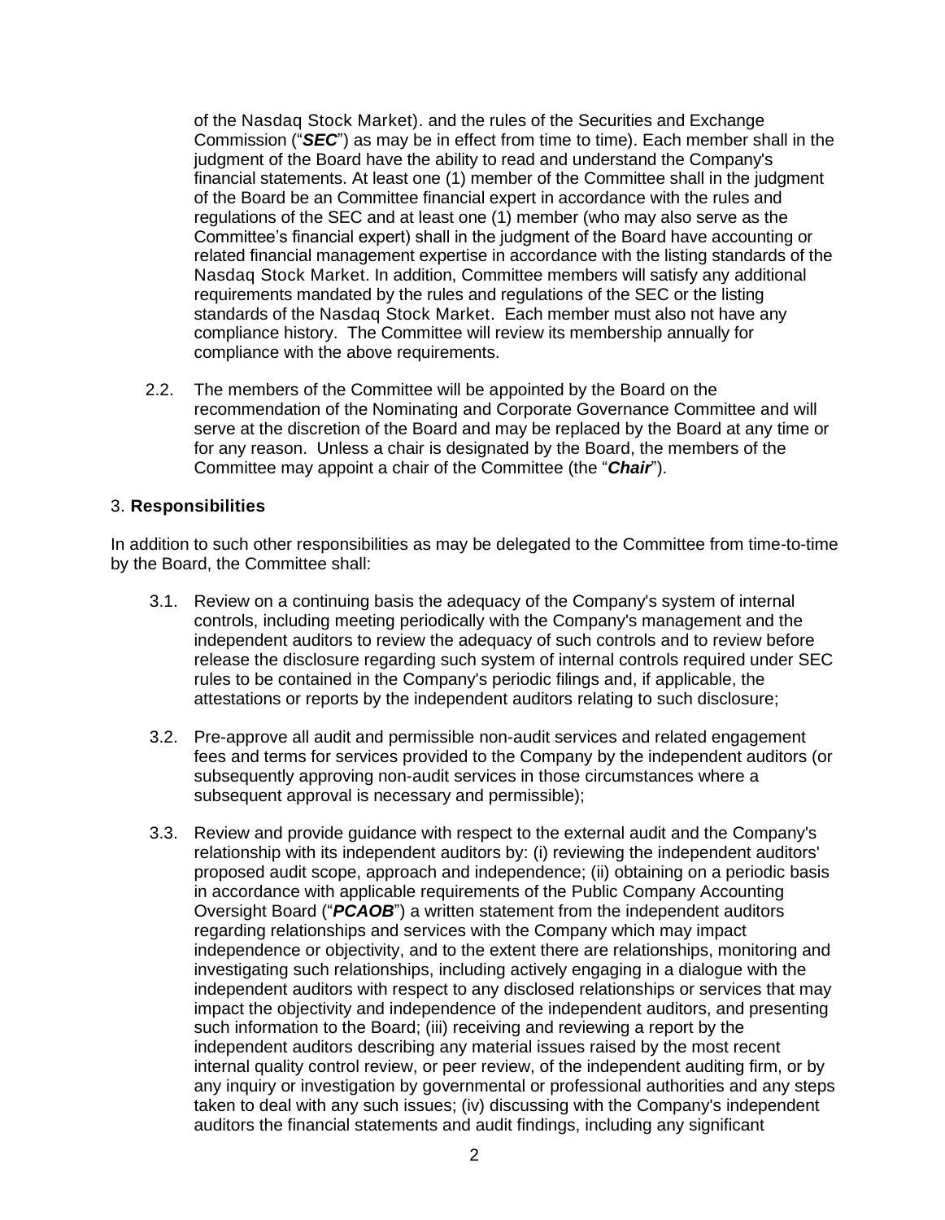of the Nasdaq Stock Market). and the rules of the Securities and Exchange Commission ("***SEC***") as may be in effect from time to time). Each member shall in the judgment of the Board have the ability to read and understand the Company's financial statements. At least one (1) member of the Committee shall in the judgment of the Board be an Committee financial expert in accordance with the rules and regulations of the SEC and at least one (1) member (who may also serve as the Committee's financial expert) shall in the judgment of the Board have accounting or related financial management expertise in accordance with the listing standards of the Nasdaq Stock Market. In addition, Committee members will satisfy any additional requirements mandated by the rules and regulations of the SEC or the listing standards of the Nasdaq Stock Market. Each member must also not have any compliance history. The Committee will review its membership annually for compliance with the above requirements.

2.2. The members of the Committee will be appointed by the Board on the recommendation of the Nominating and Corporate Governance Committee and will serve at the discretion of the Board and may be replaced by the Board at any time or for any reason. Unless a chair is designated by the Board, the members of the Committee may appoint a chair of the Committee (the "***Chair***").

## 3. **Responsibilities**

In addition to such other responsibilities as may be delegated to the Committee from time-to-time by the Board, the Committee shall:

3.1. Review on a continuing basis the adequacy of the Company's system of internal controls, including meeting periodically with the Company's management and the independent auditors to review the adequacy of such controls and to review before release the disclosure regarding such system of internal controls required under SEC rules to be contained in the Company's periodic filings and, if applicable, the attestations or reports by the independent auditors relating to such disclosure;

3.2. Pre-approve all audit and permissible non-audit services and related engagement fees and terms for services provided to the Company by the independent auditors (or subsequently approving non-audit services in those circumstances where a subsequent approval is necessary and permissible);

3.3. Review and provide guidance with respect to the external audit and the Company's relationship with its independent auditors by: (i) reviewing the independent auditors' proposed audit scope, approach and independence; (ii) obtaining on a periodic basis in accordance with applicable requirements of the Public Company Accounting Oversight Board ("***PCAOB***") a written statement from the independent auditors regarding relationships and services with the Company which may impact independence or objectivity, and to the extent there are relationships, monitoring and investigating such relationships, including actively engaging in a dialogue with the independent auditors with respect to any disclosed relationships or services that may impact the objectivity and independence of the independent auditors, and presenting such information to the Board; (iii) receiving and reviewing a report by the independent auditors describing any material issues raised by the most recent internal quality control review, or peer review, of the independent auditing firm, or by any inquiry or investigation by governmental or professional authorities and any steps taken to deal with any such issues; (iv) discussing with the Company's independent auditors the financial statements and audit findings, including any significant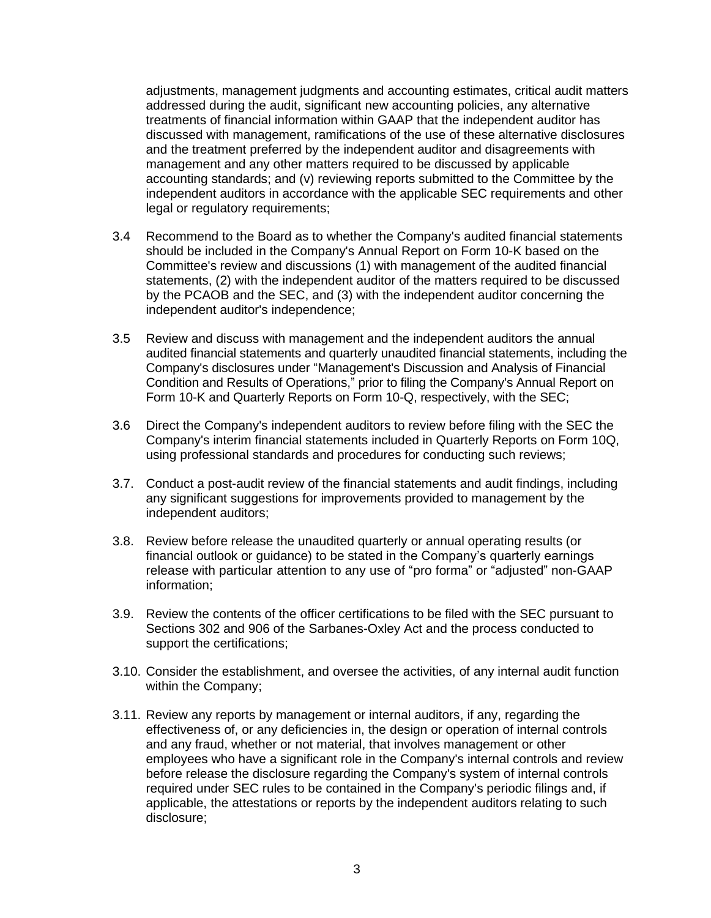adjustments, management judgments and accounting estimates, critical audit matters addressed during the audit, significant new accounting policies, any alternative treatments of financial information within GAAP that the independent auditor has discussed with management, ramifications of the use of these alternative disclosures and the treatment preferred by the independent auditor and disagreements with management and any other matters required to be discussed by applicable accounting standards; and (v) reviewing reports submitted to the Committee by the independent auditors in accordance with the applicable SEC requirements and other legal or regulatory requirements;

3.4 Recommend to the Board as to whether the Company's audited financial statements should be included in the Company's Annual Report on Form 10-K based on the Committee's review and discussions (1) with management of the audited financial statements, (2) with the independent auditor of the matters required to be discussed by the PCAOB and the SEC, and (3) with the independent auditor concerning the independent auditor's independence;

3.5 Review and discuss with management and the independent auditors the annual audited financial statements and quarterly unaudited financial statements, including the Company's disclosures under "Management's Discussion and Analysis of Financial Condition and Results of Operations," prior to filing the Company's Annual Report on Form 10-K and Quarterly Reports on Form 10-Q, respectively, with the SEC;

3.6 Direct the Company's independent auditors to review before filing with the SEC the Company's interim financial statements included in Quarterly Reports on Form 10Q, using professional standards and procedures for conducting such reviews;

3.7. Conduct a post-audit review of the financial statements and audit findings, including any significant suggestions for improvements provided to management by the independent auditors;

3.8. Review before release the unaudited quarterly or annual operating results (or financial outlook or guidance) to be stated in the Company's quarterly earnings release with particular attention to any use of "pro forma" or "adjusted" non-GAAP information;

3.9. Review the contents of the officer certifications to be filed with the SEC pursuant to Sections 302 and 906 of the Sarbanes-Oxley Act and the process conducted to support the certifications;

3.10. Consider the establishment, and oversee the activities, of any internal audit function within the Company;

3.11. Review any reports by management or internal auditors, if any, regarding the effectiveness of, or any deficiencies in, the design or operation of internal controls and any fraud, whether or not material, that involves management or other employees who have a significant role in the Company's internal controls and review before release the disclosure regarding the Company's system of internal controls required under SEC rules to be contained in the Company's periodic filings and, if applicable, the attestations or reports by the independent auditors relating to such disclosure;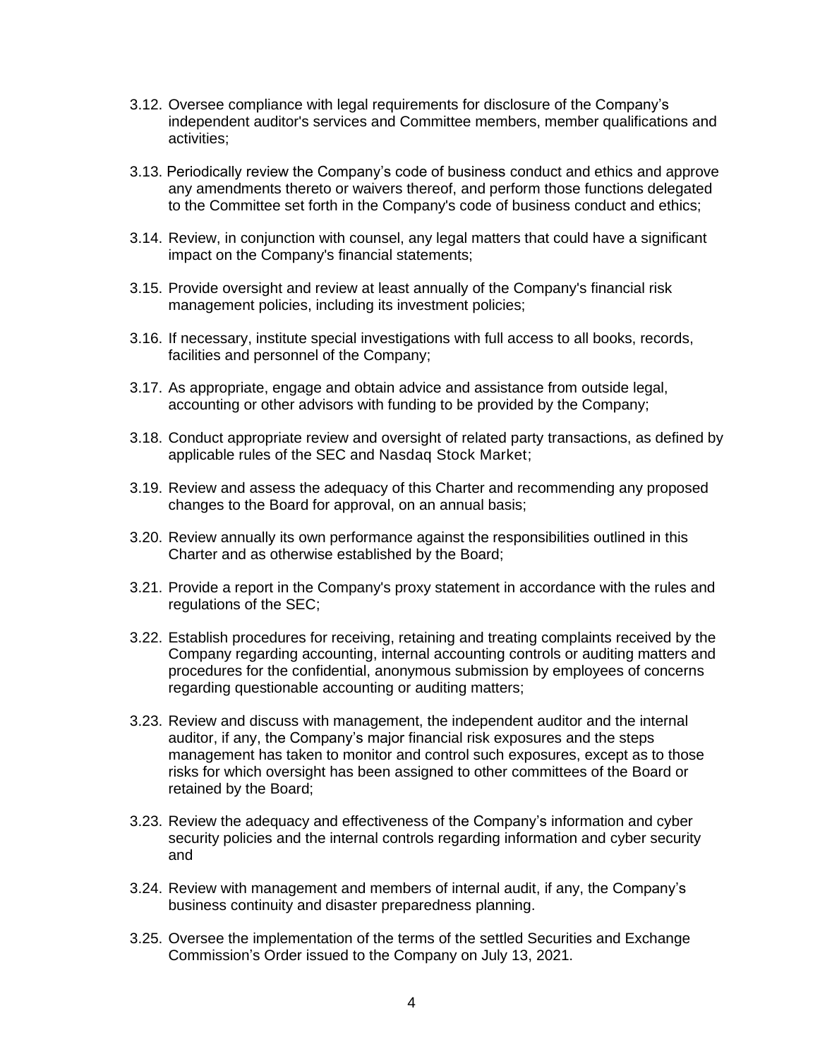3.12. Oversee compliance with legal requirements for disclosure of the Company's independent auditor's services and Committee members, member qualifications and activities;

3.13. Periodically review the Company's code of business conduct and ethics and approve any amendments thereto or waivers thereof, and perform those functions delegated to the Committee set forth in the Company's code of business conduct and ethics;

3.14. Review, in conjunction with counsel, any legal matters that could have a significant impact on the Company's financial statements;

3.15. Provide oversight and review at least annually of the Company's financial risk management policies, including its investment policies;

3.16. If necessary, institute special investigations with full access to all books, records, facilities and personnel of the Company;

3.17. As appropriate, engage and obtain advice and assistance from outside legal, accounting or other advisors with funding to be provided by the Company;

3.18. Conduct appropriate review and oversight of related party transactions, as defined by applicable rules of the SEC and Nasdaq Stock Market;

3.19. Review and assess the adequacy of this Charter and recommending any proposed changes to the Board for approval, on an annual basis;

3.20. Review annually its own performance against the responsibilities outlined in this Charter and as otherwise established by the Board;

3.21. Provide a report in the Company's proxy statement in accordance with the rules and regulations of the SEC;

3.22. Establish procedures for receiving, retaining and treating complaints received by the Company regarding accounting, internal accounting controls or auditing matters and procedures for the confidential, anonymous submission by employees of concerns regarding questionable accounting or auditing matters;

3.23. Review and discuss with management, the independent auditor and the internal auditor, if any, the Company's major financial risk exposures and the steps management has taken to monitor and control such exposures, except as to those risks for which oversight has been assigned to other committees of the Board or retained by the Board;

3.23. Review the adequacy and effectiveness of the Company's information and cyber security policies and the internal controls regarding information and cyber security and

3.24. Review with management and members of internal audit, if any, the Company's business continuity and disaster preparedness planning.

3.25. Oversee the implementation of the terms of the settled Securities and Exchange Commission's Order issued to the Company on July 13, 2021.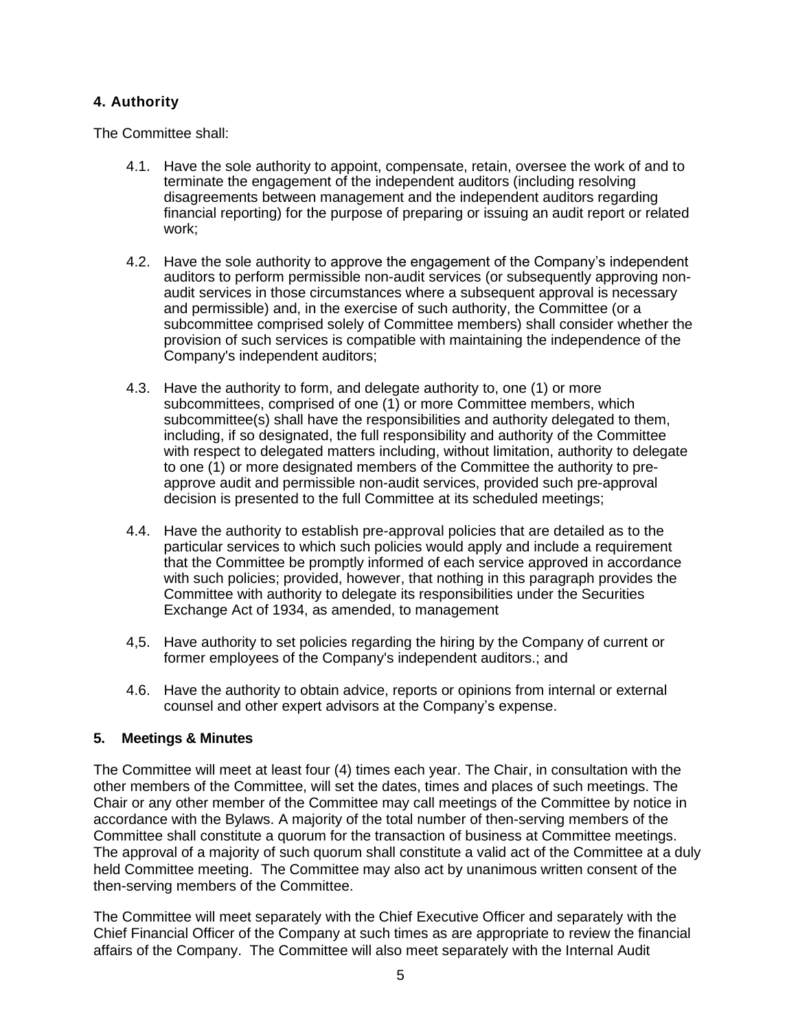## 4. Authority

The Committee shall:

4.1. Have the sole authority to appoint, compensate, retain, oversee the work of and to terminate the engagement of the independent auditors (including resolving disagreements between management and the independent auditors regarding financial reporting) for the purpose of preparing or issuing an audit report or related work;

4.2. Have the sole authority to approve the engagement of the Company's independent auditors to perform permissible non-audit services (or subsequently approving non-audit services in those circumstances where a subsequent approval is necessary and permissible) and, in the exercise of such authority, the Committee (or a subcommittee comprised solely of Committee members) shall consider whether the provision of such services is compatible with maintaining the independence of the Company's independent auditors;

4.3. Have the authority to form, and delegate authority to, one (1) or more subcommittees, comprised of one (1) or more Committee members, which subcommittee(s) shall have the responsibilities and authority delegated to them, including, if so designated, the full responsibility and authority of the Committee with respect to delegated matters including, without limitation, authority to delegate to one (1) or more designated members of the Committee the authority to pre-approve audit and permissible non-audit services, provided such pre-approval decision is presented to the full Committee at its scheduled meetings;

4.4. Have the authority to establish pre-approval policies that are detailed as to the particular services to which such policies would apply and include a requirement that the Committee be promptly informed of each service approved in accordance with such policies; provided, however, that nothing in this paragraph provides the Committee with authority to delegate its responsibilities under the Securities Exchange Act of 1934, as amended, to management

4,5. Have authority to set policies regarding the hiring by the Company of current or former employees of the Company's independent auditors.; and

4.6. Have the authority to obtain advice, reports or opinions from internal or external counsel and other expert advisors at the Company's expense.

## 5. Meetings & Minutes

The Committee will meet at least four (4) times each year. The Chair, in consultation with the other members of the Committee, will set the dates, times and places of such meetings. The Chair or any other member of the Committee may call meetings of the Committee by notice in accordance with the Bylaws. A majority of the total number of then-serving members of the Committee shall constitute a quorum for the transaction of business at Committee meetings. The approval of a majority of such quorum shall constitute a valid act of the Committee at a duly held Committee meeting. The Committee may also act by unanimous written consent of the then-serving members of the Committee.

The Committee will meet separately with the Chief Executive Officer and separately with the Chief Financial Officer of the Company at such times as are appropriate to review the financial affairs of the Company. The Committee will also meet separately with the Internal Audit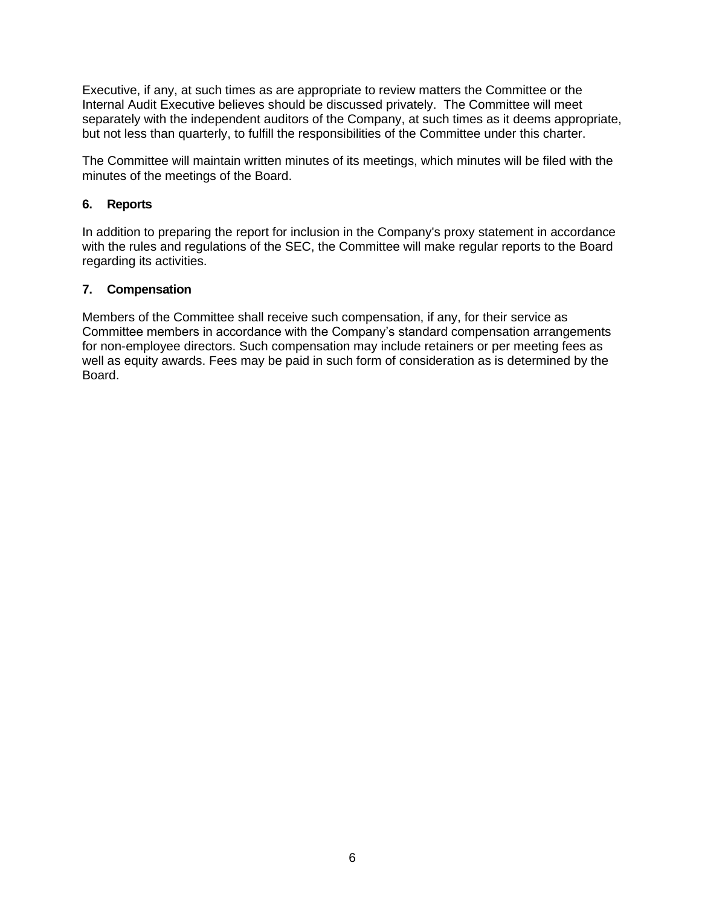Executive, if any, at such times as are appropriate to review matters the Committee or the Internal Audit Executive believes should be discussed privately. The Committee will meet separately with the independent auditors of the Company, at such times as it deems appropriate, but not less than quarterly, to fulfill the responsibilities of the Committee under this charter.

The Committee will maintain written minutes of its meetings, which minutes will be filed with the minutes of the meetings of the Board.

### 6. Reports

In addition to preparing the report for inclusion in the Company's proxy statement in accordance with the rules and regulations of the SEC, the Committee will make regular reports to the Board regarding its activities.

### 7. Compensation

Members of the Committee shall receive such compensation, if any, for their service as Committee members in accordance with the Company's standard compensation arrangements for non-employee directors. Such compensation may include retainers or per meeting fees as well as equity awards. Fees may be paid in such form of consideration as is determined by the Board.